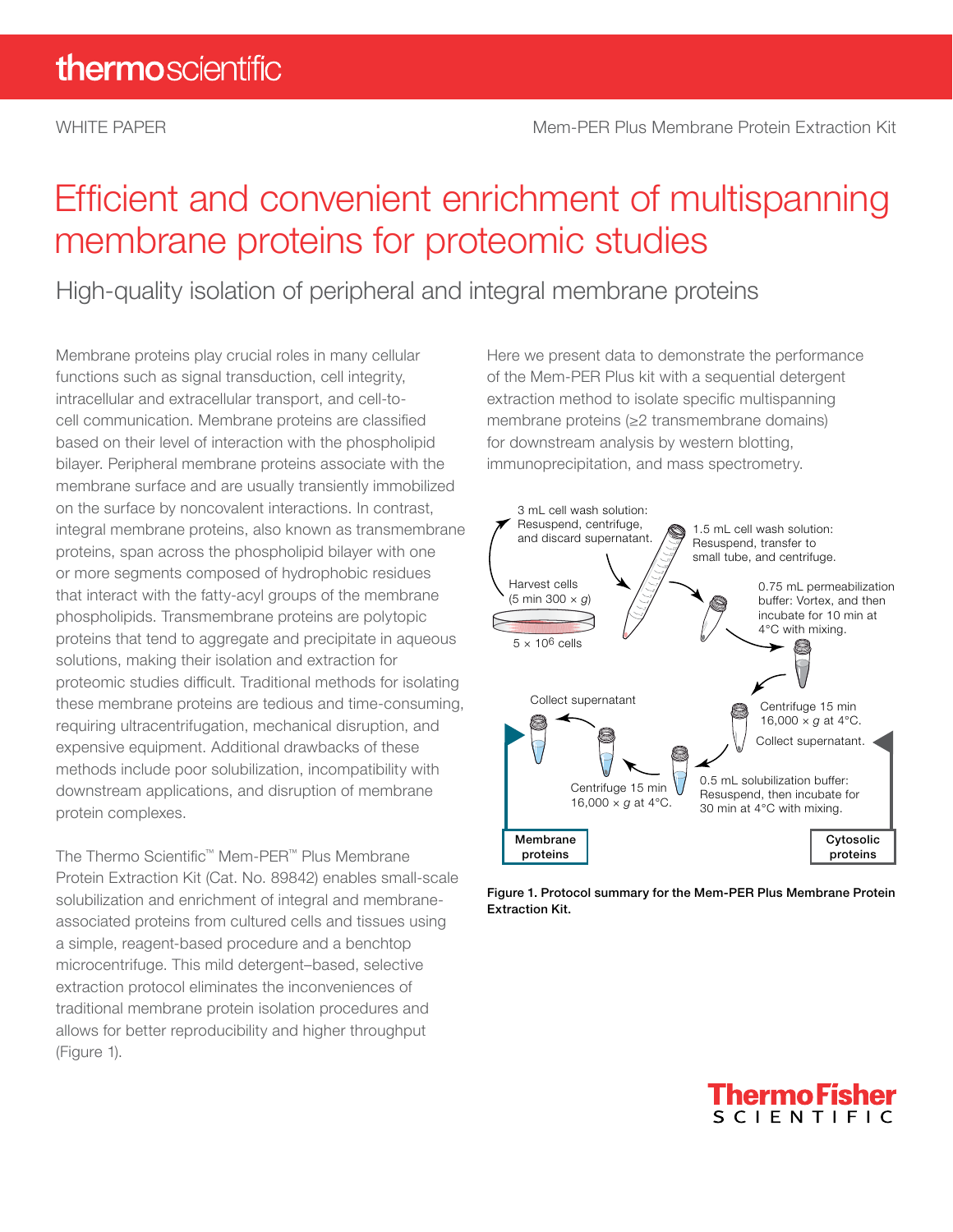WHITE PAPER Mem-PER Plus Membrane Protein Extraction Kit

# Efficient and convenient enrichment of multispanning membrane proteins for proteomic studies

## High-quality isolation of peripheral and integral membrane proteins

Membrane proteins play crucial roles in many cellular functions such as signal transduction, cell integrity, intracellular and extracellular transport, and cell-to-cell communication. Membrane proteins are classified based on their level of interaction with the phospholipid bilayer. Peripheral membrane proteins associate with the membrane surface and are usually transiently immobilized on the surface by noncovalent interactions. In contrast, integral membrane proteins, also known as transmembrane proteins, span across the phospholipid bilayer with one or more segments composed of hydrophobic residues that interact with the fatty-acyl groups of the membrane phospholipids. Transmembrane proteins are polytopic proteins that tend to aggregate and precipitate in aqueous solutions, making their isolation and extraction for proteomic studies difficult. Traditional methods for isolating these membrane proteins are tedious and time-consuming, requiring ultracentrifugation, mechanical disruption, and expensive equipment. Additional drawbacks of these methods include poor solubilization, incompatibility with downstream applications, and disruption of membrane protein complexes.

The Thermo Scientific™ Mem-PER™ Plus Membrane Protein Extraction Kit (Cat. No. 89842) enables small-scale solubilization and enrichment of integral and membrane-associated proteins from cultured cells and tissues using a simple, reagent-based procedure and a benchtop microcentrifuge. This mild detergent–based, selective extraction protocol eliminates the inconveniences of traditional membrane protein isolation procedures and allows for better reproducibility and higher throughput (Figure 1).

Here we present data to demonstrate the performance of the Mem-PER Plus kit with a sequential detergent extraction method to isolate specific multispanning membrane proteins (≥2 transmembrane domains) for downstream analysis by western blotting, immunoprecipitation, and mass spectrometry.

Harvest cells (5 min 300 × *g*)

$5 \times 10^6$ cells

3 mL cell wash solution: Resuspend, centrifuge, and discard supernatant.

1.5 mL cell wash solution: Resuspend, transfer to small tube, and centrifuge.

0.75 mL permeabilization buffer: Vortex, and then incubate for 10 min at 4°C with mixing.

Centrifuge 15 min 16,000 × *g* at 4°C.

Collect supernatant.

Cytosolic proteins

0.5 mL solubilization buffer: Resuspend, then incubate for 30 min at 4°C with mixing.

Centrifuge 15 min 16,000 × *g* at 4°C.

Collect supernatant

Membrane proteins

**Figure 1. Protocol summary for the Mem-PER Plus Membrane Protein Extraction Kit.**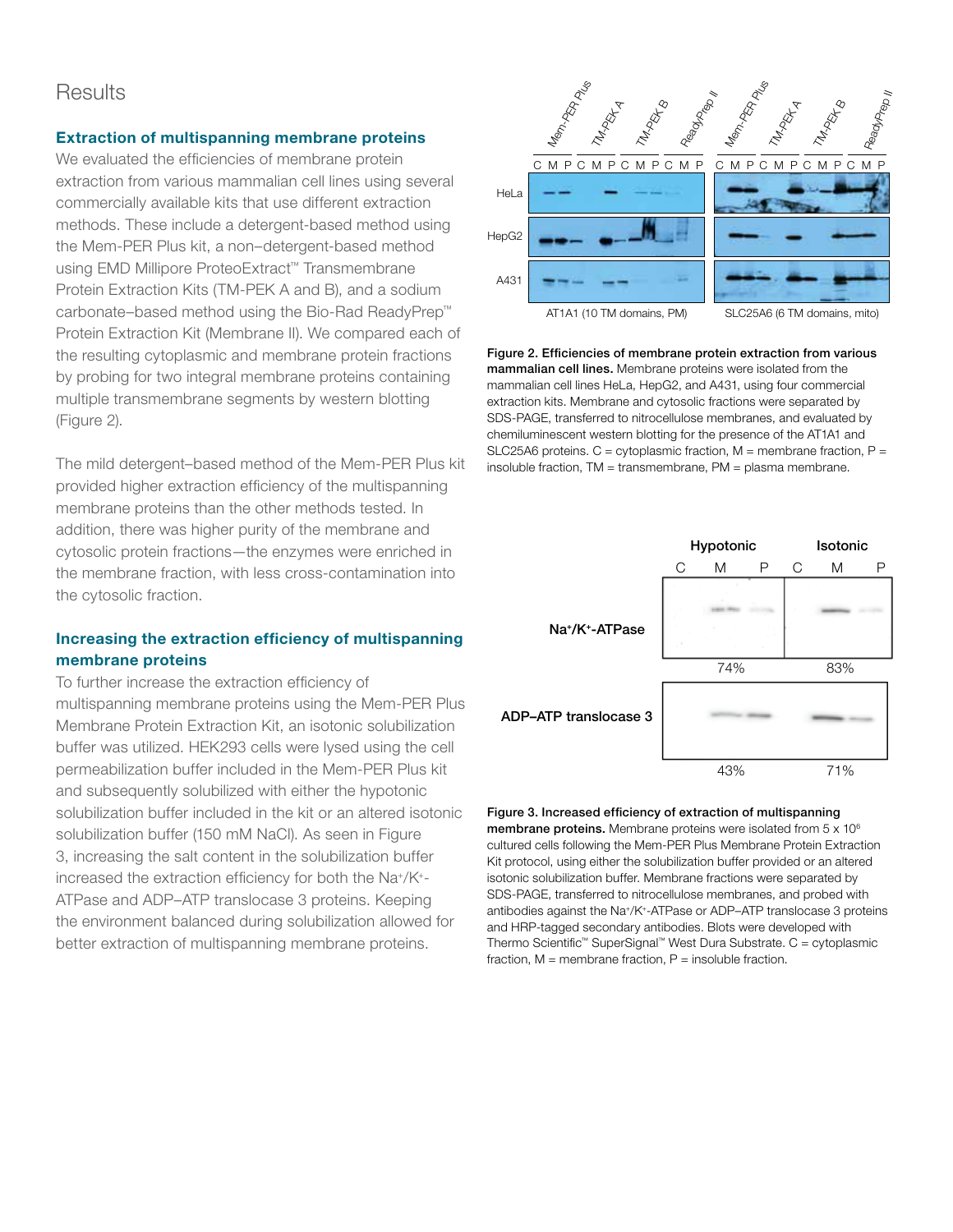## Results

### Extraction of multispanning membrane proteins

We evaluated the efficiencies of membrane protein extraction from various mammalian cell lines using several commercially available kits that use different extraction methods. These include a detergent-based method using the Mem-PER Plus kit, a non–detergent-based method using EMD Millipore ProteoExtract™ Transmembrane Protein Extraction Kits (TM-PEK A and B), and a sodium carbonate–based method using the Bio-Rad ReadyPrep™ Protein Extraction Kit (Membrane II). We compared each of the resulting cytoplasmic and membrane protein fractions by probing for two integral membrane proteins containing multiple transmembrane segments by western blotting (Figure 2).

The mild detergent–based method of the Mem-PER Plus kit provided higher extraction efficiency of the multispanning membrane proteins than the other methods tested. In addition, there was higher purity of the membrane and cytosolic protein fractions—the enzymes were enriched in the membrane fraction, with less cross-contamination into the cytosolic fraction.

### Increasing the extraction efficiency of multispanning membrane proteins

To further increase the extraction efficiency of multispanning membrane proteins using the Mem-PER Plus Membrane Protein Extraction Kit, an isotonic solubilization buffer was utilized. HEK293 cells were lysed using the cell permeabilization buffer included in the Mem-PER Plus kit and subsequently solubilized with either the hypotonic solubilization buffer included in the kit or an altered isotonic solubilization buffer (150 mM NaCl). As seen in Figure 3, increasing the salt content in the solubilization buffer increased the extraction efficiency for both the $Na^+/K^+$-ATPase and ADP–ATP translocase 3 proteins. Keeping the environment balanced during solubilization allowed for better extraction of multispanning membrane proteins.

**Figure 2. Efficiencies of membrane protein extraction from various mammalian cell lines.** Membrane proteins were isolated from the mammalian cell lines HeLa, HepG2, and A431, using four commercial extraction kits. Membrane and cytosolic fractions were separated by SDS-PAGE, transferred to nitrocellulose membranes, and evaluated by chemiluminescent western blotting for the presence of the AT1A1 and SLC25A6 proteins. C = cytoplasmic fraction, M = membrane fraction, P = insoluble fraction, TM = transmembrane, PM = plasma membrane.

**Figure 3. Increased efficiency of extraction of multispanning membrane proteins.** Membrane proteins were isolated from 5 x $10^6$ cultured cells following the Mem-PER Plus Membrane Protein Extraction Kit protocol, using either the solubilization buffer provided or an altered isotonic solubilization buffer. Membrane fractions were separated by SDS-PAGE, transferred to nitrocellulose membranes, and probed with antibodies against the $Na^+/K^+$-ATPase or ADP–ATP translocase 3 proteins and HRP-tagged secondary antibodies. Blots were developed with Thermo Scientific™ SuperSignal™ West Dura Substrate. C = cytoplasmic fraction, M = membrane fraction, P = insoluble fraction.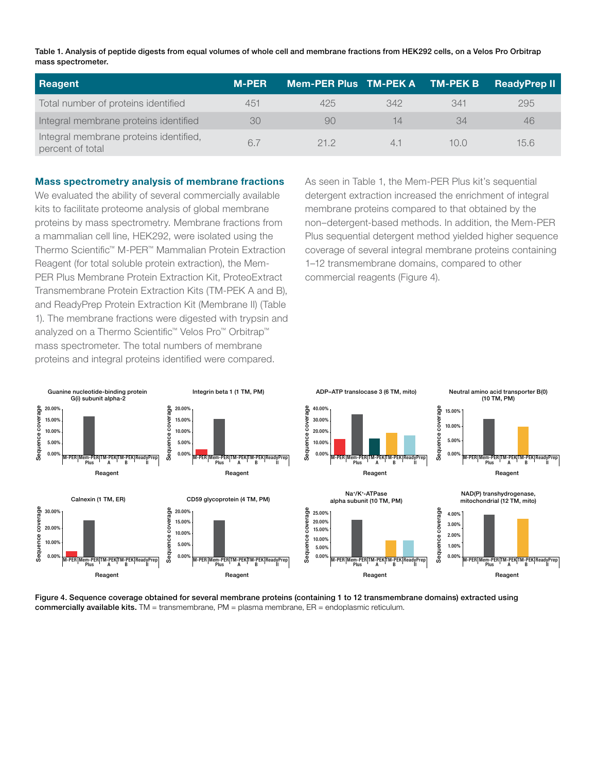**Table 1. Analysis of peptide digests from equal volumes of whole cell and membrane fractions from HEK292 cells, on a Velos Pro Orbitrap mass spectrometer.**

| Reagent | M-PER | Mem-PER Plus | TM-PEK A | TM-PEK B | ReadyPrep II |
|---|---|---|---|---|---|
| Total number of proteins identified | 451 | 425 | 342 | 341 | 295 |
| Integral membrane proteins identified | 30 | 90 | 14 | 34 | 46 |
| Integral membrane proteins identified, percent of total | 6.7 | 21.2 | 4.1 | 10.0 | 15.6 |

## Mass spectrometry analysis of membrane fractions

We evaluated the ability of several commercially available kits to facilitate proteome analysis of global membrane proteins by mass spectrometry. Membrane fractions from a mammalian cell line, HEK292, were isolated using the Thermo Scientific™ M-PER™ Mammalian Protein Extraction Reagent (for total soluble protein extraction), the Mem-PER Plus Membrane Protein Extraction Kit, ProteoExtract Transmembrane Protein Extraction Kits (TM-PEK A and B), and ReadyPrep Protein Extraction Kit (Membrane II) (Table 1). The membrane fractions were digested with trypsin and analyzed on a Thermo Scientific™ Velos Pro™ Orbitrap™ mass spectrometer. The total numbers of membrane proteins and integral proteins identified were compared.

As seen in Table 1, the Mem-PER Plus kit's sequential detergent extraction increased the enrichment of integral membrane proteins compared to that obtained by the non–detergent-based methods. In addition, the Mem-PER Plus sequential detergent method yielded higher sequence coverage of several integral membrane proteins containing 1–12 transmembrane domains, compared to other commercial reagents (Figure 4).

**Figure 4. Sequence coverage obtained for several membrane proteins (containing 1 to 12 transmembrane domains) extracted using commercially available kits.** TM = transmembrane, PM = plasma membrane, ER = endoplasmic reticulum.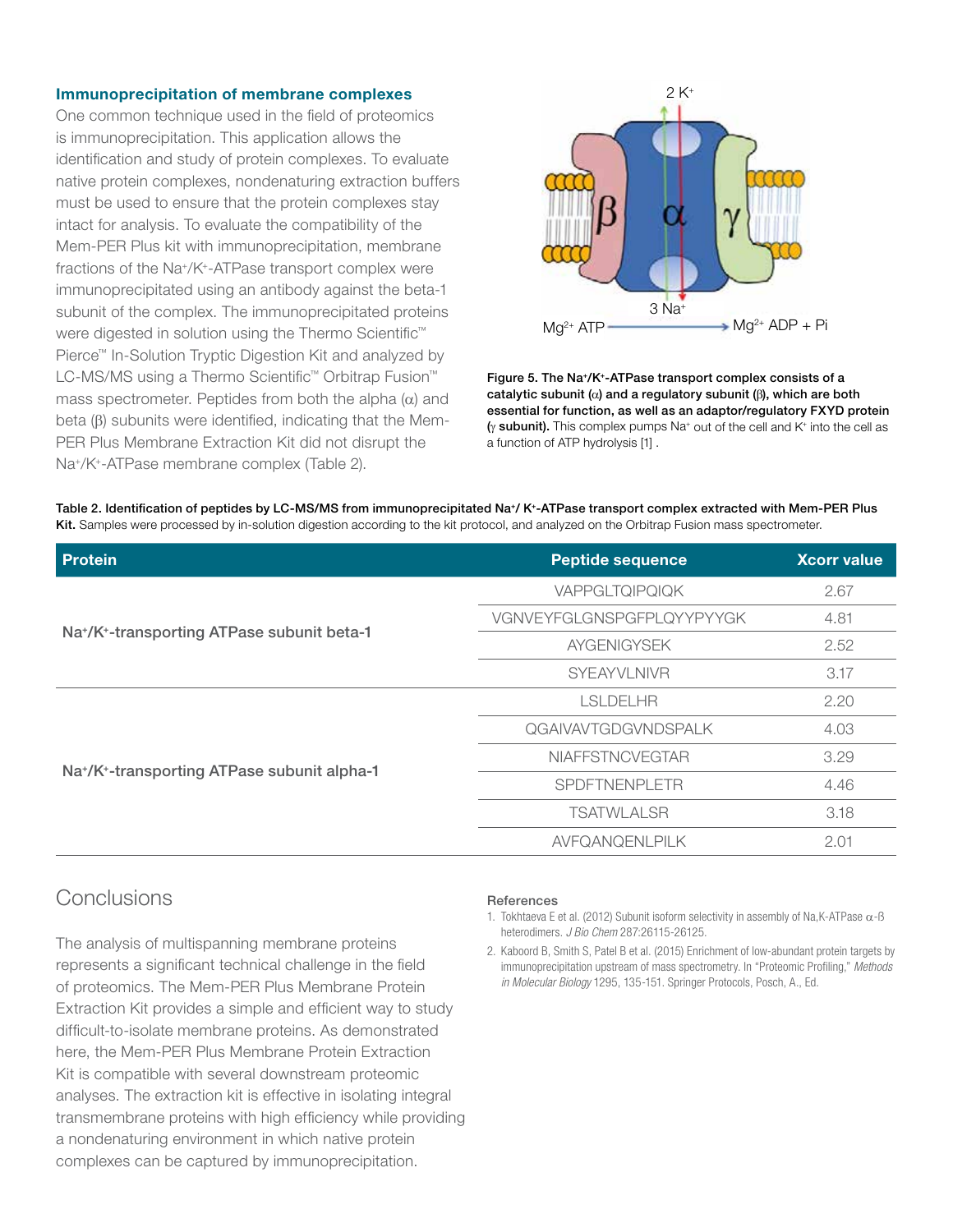### Immunoprecipitation of membrane complexes

One common technique used in the field of proteomics is immunoprecipitation. This application allows the identification and study of protein complexes. To evaluate native protein complexes, nondenaturing extraction buffers must be used to ensure that the protein complexes stay intact for analysis. To evaluate the compatibility of the Mem-PER Plus kit with immunoprecipitation, membrane fractions of the $Na^+/K^+$-ATPase transport complex were immunoprecipitated using an antibody against the beta-1 subunit of the complex. The immunoprecipitated proteins were digested in solution using the Thermo Scientific™ Pierce™ In-Solution Tryptic Digestion Kit and analyzed by LC-MS/MS using a Thermo Scientific™ Orbitrap Fusion™ mass spectrometer. Peptides from both the alpha (α) and beta (β) subunits were identified, indicating that the Mem-PER Plus Membrane Extraction Kit did not disrupt the $Na^+/K^+$-ATPase membrane complex (Table 2).

**Figure 5. The $Na^+/K^+$-ATPase transport complex consists of a catalytic subunit (α) and a regulatory subunit (β), which are both essential for function, as well as an adaptor/regulatory FXYD protein (γ subunit).** This complex pumps $Na^+$ out of the cell and $K^+$ into the cell as a function of ATP hydrolysis [1] .

**Table 2. Identification of peptides by LC-MS/MS from immunoprecipitated $Na^+/K^+$-ATPase transport complex extracted with Mem-PER Plus Kit.** Samples were processed by in-solution digestion according to the kit protocol, and analyzed on the Orbitrap Fusion mass spectrometer.

| Protein | Peptide sequence | Xcorr value |
|---|---|---|
| $Na^+/K^+$-transporting ATPase subunit beta-1 | VAPPGLTQIPQIQK | 2.67 |
| | VGNVEYFGLGNSPGFPLQYYPYYGK | 4.81 |
| | AYGENIGYSEK | 2.52 |
| | SYEAYVLNIVR | 3.17 |
| $Na^+/K^+$-transporting ATPase subunit alpha-1 | LSLDELHR | 2.20 |
| | QGAIVAVTGDGVNDSPALK | 4.03 |
| | NIAFFSTNCVEGTAR | 3.29 |
| | SPDFTNENPLETR | 4.46 |
| | TSATWLALSR | 3.18 |
| | AVFQANQENLPILK | 2.01 |

## Conclusions

The analysis of multispanning membrane proteins represents a significant technical challenge in the field of proteomics. The Mem-PER Plus Membrane Protein Extraction Kit provides a simple and efficient way to study difficult-to-isolate membrane proteins. As demonstrated here, the Mem-PER Plus Membrane Protein Extraction Kit is compatible with several downstream proteomic analyses. The extraction kit is effective in isolating integral transmembrane proteins with high efficiency while providing a nondenaturing environment in which native protein complexes can be captured by immunoprecipitation.

#### References

1. Tokhtaeva E et al. (2012) Subunit isoform selectivity in assembly of Na,K-ATPase α-β heterodimers. *J Bio Chem* 287:26115-26125.
2. Kaboord B, Smith S, Patel B et al. (2015) Enrichment of low-abundant protein targets by immunoprecipitation upstream of mass spectrometry. In "Proteomic Profiling," *Methods in Molecular Biology* 1295, 135-151. Springer Protocols, Posch, A., Ed.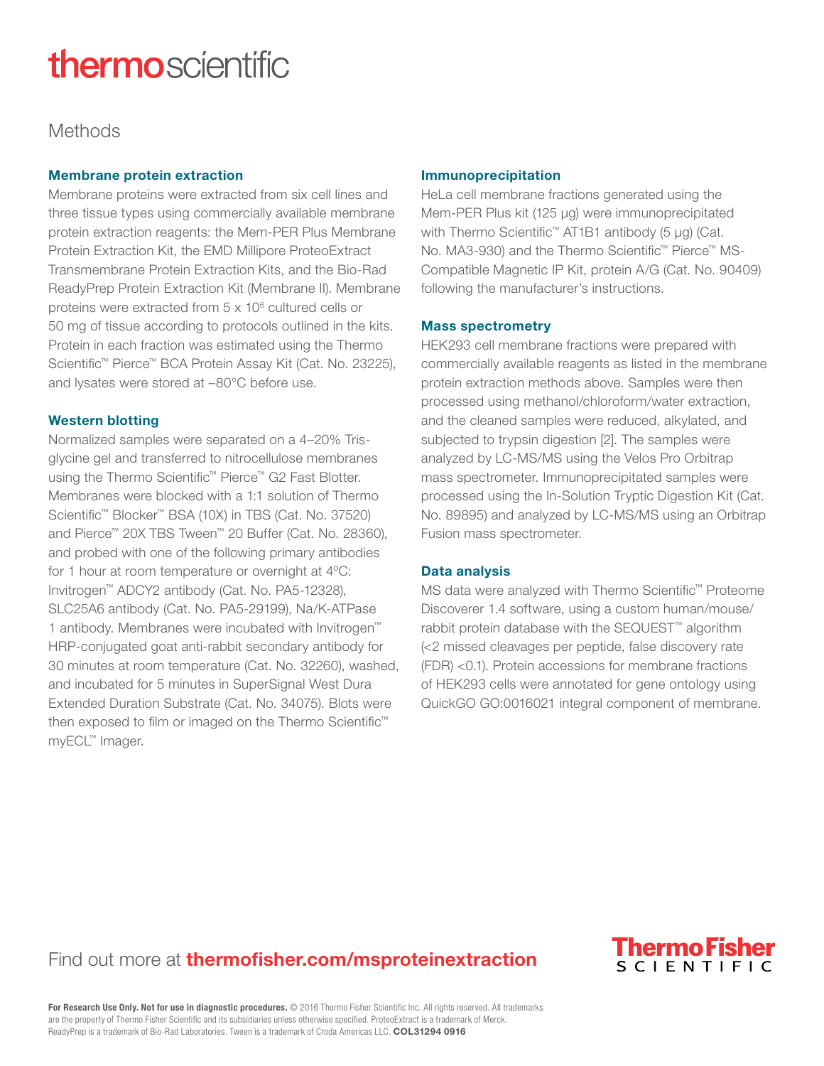## Methods

### Membrane protein extraction

Membrane proteins were extracted from six cell lines and three tissue types using commercially available membrane protein extraction reagents: the Mem-PER Plus Membrane Protein Extraction Kit, the EMD Millipore ProteoExtract Transmembrane Protein Extraction Kits, and the Bio-Rad ReadyPrep Protein Extraction Kit (Membrane II). Membrane proteins were extracted from 5 x $10^6$ cultured cells or 50 mg of tissue according to protocols outlined in the kits. Protein in each fraction was estimated using the Thermo Scientific™ Pierce™ BCA Protein Assay Kit (Cat. No. 23225), and lysates were stored at –80°C before use.

### Western blotting

Normalized samples were separated on a 4–20% Tris-glycine gel and transferred to nitrocellulose membranes using the Thermo Scientific™ Pierce™ G2 Fast Blotter. Membranes were blocked with a 1:1 solution of Thermo Scientific™ Blocker™ BSA (10X) in TBS (Cat. No. 37520) and Pierce™ 20X TBS Tween™ 20 Buffer (Cat. No. 28360), and probed with one of the following primary antibodies for 1 hour at room temperature or overnight at 4°C: Invitrogen™ ADCY2 antibody (Cat. No. PA5-12328), SLC25A6 antibody (Cat. No. PA5-29199), Na/K-ATPase 1 antibody. Membranes were incubated with Invitrogen™ HRP-conjugated goat anti-rabbit secondary antibody for 30 minutes at room temperature (Cat. No. 32260), washed, and incubated for 5 minutes in SuperSignal West Dura Extended Duration Substrate (Cat. No. 34075). Blots were then exposed to film or imaged on the Thermo Scientific™ myECL™ Imager.

### Immunoprecipitation

HeLa cell membrane fractions generated using the Mem-PER Plus kit (125 µg) were immunoprecipitated with Thermo Scientific™ AT1B1 antibody (5 µg) (Cat. No. MA3-930) and the Thermo Scientific™ Pierce™ MS-Compatible Magnetic IP Kit, protein A/G (Cat. No. 90409) following the manufacturer's instructions.

### Mass spectrometry

HEK293 cell membrane fractions were prepared with commercially available reagents as listed in the membrane protein extraction methods above. Samples were then processed using methanol/chloroform/water extraction, and the cleaned samples were reduced, alkylated, and subjected to trypsin digestion [2]. The samples were analyzed by LC-MS/MS using the Velos Pro Orbitrap mass spectrometer. Immunoprecipitated samples were processed using the In-Solution Tryptic Digestion Kit (Cat. No. 89895) and analyzed by LC-MS/MS using an Orbitrap Fusion mass spectrometer.

### Data analysis

MS data were analyzed with Thermo Scientific™ Proteome Discoverer 1.4 software, using a custom human/mouse/rabbit protein database with the SEQUEST™ algorithm (<2 missed cleavages per peptide, false discovery rate (FDR) <0.1). Protein accessions for membrane fractions of HEK293 cells were annotated for gene ontology using QuickGO GO:0016021 integral component of membrane.

Find out more at **thermofisher.com/msproteinextraction**

**For Research Use Only. Not for use in diagnostic procedures.** © 2016 Thermo Fisher Scientific Inc. All rights reserved. All trademarks are the property of Thermo Fisher Scientific and its subsidiaries unless otherwise specified. ProteoExtract is a trademark of Merck. ReadyPrep is a trademark of Bio-Rad Laboratories. Tween is a trademark of Croda Americas LLC. **COL31294 0916**